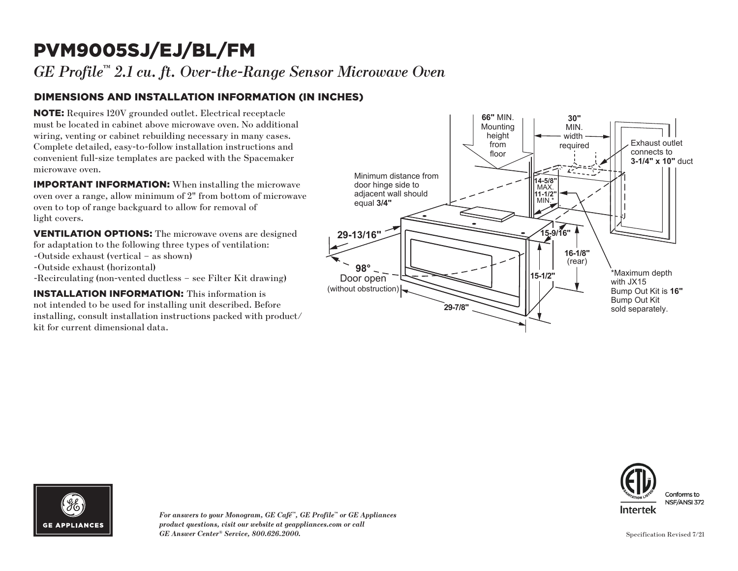# PVM9005SJ/EJ/BL/FM

*GE Profile™ 2.1 cu. ft. Over-the-Range Sensor Microwave Oven*

## DIMENSIONS AND INSTALLATION INFORMATION (IN INCHES)

**NOTE:** Requires 120V grounded outlet. Electrical receptacle must be located in cabinet above microwave oven. No additional wiring, venting or cabinet rebuilding necessary in many cases. Complete detailed, easy-to-follow installation instructions and convenient full-size templates are packed with the Spacemaker microwave oven.

**IMPORTANT INFORMATION:** When installing the microwave oven over a range, allow minimum of 2" from bottom of microwave oven to top of range backguard to allow for removal of light covers.

**VENTILATION OPTIONS:** The microwave ovens are designed for adaptation to the following three types of ventilation:
-Outside exhaust (vertical – as shown)
-Outside exhaust (horizontal)
-Recirculating (non-vented ductless – see Filter Kit drawing)

**INSTALLATION INFORMATION:** This information is not intended to be used for installing unit described. Before installing, consult installation instructions packed with product/kit for current dimensional data.

**66"** MIN. Mounting height from floor

**30"** MIN. width required

Exhaust outlet connects to **3-1/4" x 10"** duct

Minimum distance from door hinge side to adjacent wall should equal **3/4"**

**14-5/8"** MAX.
**11-1/2"** MIN.*

**29-13/16"**

**15-9/16"**

**16-1/8"** (rear)

**98°** Door open (without obstruction)

**15-1/2"**

**29-7/8"**

*Maximum depth with JX15 Bump Out Kit is **16"** Bump Out Kit sold separately.

GE APPLIANCES

*For answers to your Monogram, GE Café™, GE Profile™ or GE Appliances product questions, visit our website at geappliances.com or call GE Answer Center® Service, 800.626.2000.*

Intertek

Conforms to NSF/ANSI 372

Specification Revised 7/21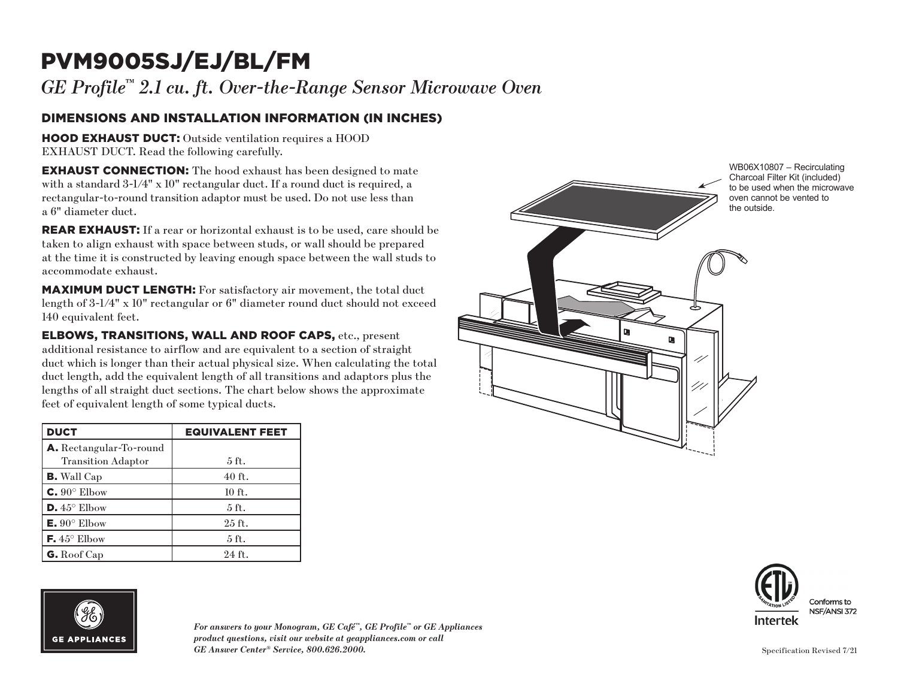# PVM9005SJ/EJ/BL/FM

*GE Profile™ 2.1 cu. ft. Over-the-Range Sensor Microwave Oven*

## DIMENSIONS AND INSTALLATION INFORMATION (IN INCHES)

**HOOD EXHAUST DUCT:** Outside ventilation requires a HOOD EXHAUST DUCT. Read the following carefully.

**EXHAUST CONNECTION:** The hood exhaust has been designed to mate with a standard 3-1/4" x 10" rectangular duct. If a round duct is required, a rectangular-to-round transition adaptor must be used. Do not use less than a 6" diameter duct.

**REAR EXHAUST:** If a rear or horizontal exhaust is to be used, care should be taken to align exhaust with space between studs, or wall should be prepared at the time it is constructed by leaving enough space between the wall studs to accommodate exhaust.

**MAXIMUM DUCT LENGTH:** For satisfactory air movement, the total duct length of 3-1/4" x 10" rectangular or 6" diameter round duct should not exceed 140 equivalent feet.

**ELBOWS, TRANSITIONS, WALL AND ROOF CAPS,** etc., present additional resistance to airflow and are equivalent to a section of straight duct which is longer than their actual physical size. When calculating the total duct length, add the equivalent length of all transitions and adaptors plus the lengths of all straight duct sections. The chart below shows the approximate feet of equivalent length of some typical ducts.

| DUCT | EQUIVALENT FEET |
| --- | --- |
| **A.** Rectangular-To-round Transition Adaptor | 5 ft. |
| **B.** Wall Cap | 40 ft. |
| **C.** 90° Elbow | 10 ft. |
| **D.** 45° Elbow | 5 ft. |
| **E.** 90° Elbow | 25 ft. |
| **F.** 45° Elbow | 5 ft. |
| **G.** Roof Cap | 24 ft. |

WB06X10807 – Recirculating Charcoal Filter Kit (included) to be used when the microwave oven cannot be vented to the outside.

Conforms to NSF/ANSI 372

*For answers to your Monogram, GE Café™, GE Profile™ or GE Appliances product questions, visit our website at geappliances.com or call GE Answer Center® Service, 800.626.2000.*

Specification Revised 7/21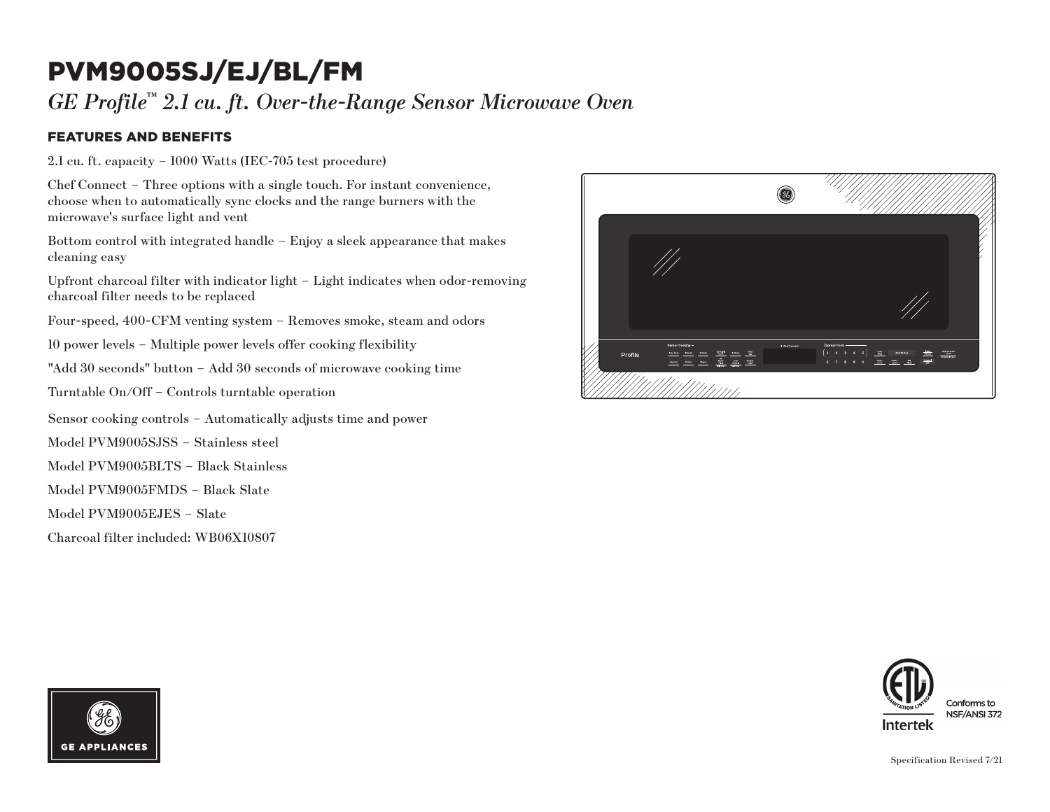# PVM9005SJ/EJ/BL/FM

*GE Profile™ 2.1 cu. ft. Over-the-Range Sensor Microwave Oven*

## FEATURES AND BENEFITS

2.1 cu. ft. capacity – 1000 Watts (IEC-705 test procedure)

Chef Connect – Three options with a single touch. For instant convenience, choose when to automatically sync clocks and the range burners with the microwave's surface light and vent

Bottom control with integrated handle – Enjoy a sleek appearance that makes cleaning easy

Upfront charcoal filter with indicator light – Light indicates when odor-removing charcoal filter needs to be replaced

Four-speed, 400-CFM venting system – Removes smoke, steam and odors

10 power levels – Multiple power levels offer cooking flexibility

"Add 30 seconds" button – Add 30 seconds of microwave cooking time

Turntable On/Off – Controls turntable operation

Sensor cooking controls – Automatically adjusts time and power

Model PVM9005SJSS – Stainless steel

Model PVM9005BLTS – Black Stainless

Model PVM9005FMDS – Black Slate

Model PVM9005EJES – Slate

Charcoal filter included: WB06X10807

GE APPLIANCES

Intertek

Conforms to NSF/ANSI 372

Specification Revised 7/21